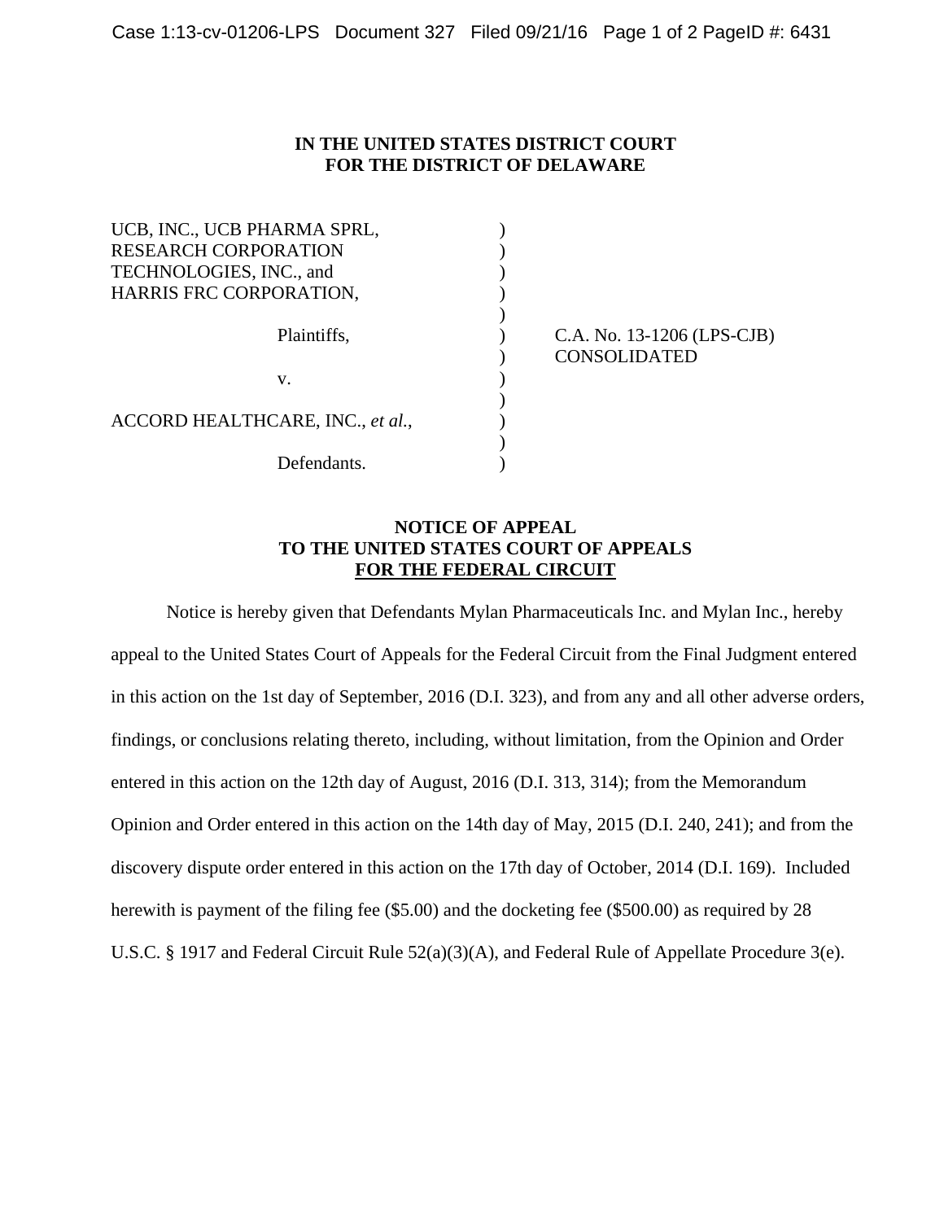**IN THE UNITED STATES DISTRICT COURT**
**FOR THE DISTRICT OF DELAWARE**

UCB, INC., UCB PHARMA SPRL, RESEARCH CORPORATION TECHNOLOGIES, INC., and HARRIS FRC CORPORATION,

Plaintiffs,

v.

ACCORD HEALTHCARE, INC., *et al.*,

Defendants.

C.A. No. 13-1206 (LPS-CJB)
CONSOLIDATED

**NOTICE OF APPEAL**
**TO THE UNITED STATES COURT OF APPEALS**
**FOR THE FEDERAL CIRCUIT**

Notice is hereby given that Defendants Mylan Pharmaceuticals Inc. and Mylan Inc., hereby appeal to the United States Court of Appeals for the Federal Circuit from the Final Judgment entered in this action on the 1st day of September, 2016 (D.I. 323), and from any and all other adverse orders, findings, or conclusions relating thereto, including, without limitation, from the Opinion and Order entered in this action on the 12th day of August, 2016 (D.I. 313, 314); from the Memorandum Opinion and Order entered in this action on the 14th day of May, 2015 (D.I. 240, 241); and from the discovery dispute order entered in this action on the 17th day of October, 2014 (D.I. 169). Included herewith is payment of the filing fee ($5.00) and the docketing fee ($500.00) as required by 28 U.S.C. § 1917 and Federal Circuit Rule 52(a)(3)(A), and Federal Rule of Appellate Procedure 3(e).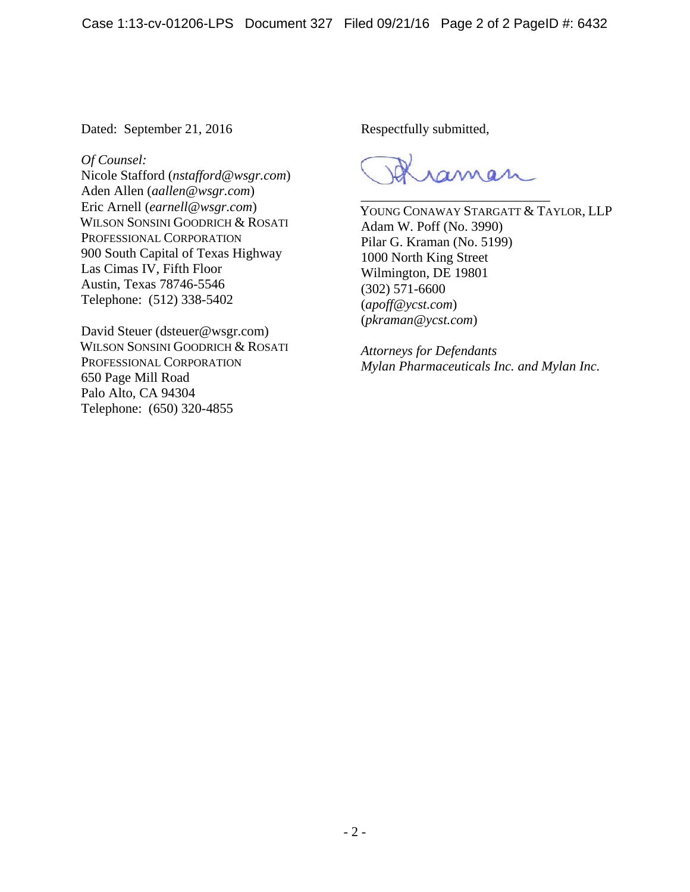Dated: September 21, 2016

*Of Counsel:*
Nicole Stafford (*nstafford@wsgr.com*)
Aden Allen (*aallen@wsgr.com*)
Eric Arnell (*earnell@wsgr.com*)
WILSON SONSINI GOODRICH & ROSATI
PROFESSIONAL CORPORATION
900 South Capital of Texas Highway
Las Cimas IV, Fifth Floor
Austin, Texas 78746-5546
Telephone: (512) 338-5402

David Steuer (dsteuer@wsgr.com)
WILSON SONSINI GOODRICH & ROSATI
PROFESSIONAL CORPORATION
650 Page Mill Road
Palo Alto, CA 94304
Telephone: (650) 320-4855

Respectfully submitted,

/s/ Kraman
\_\_\_\_\_\_\_\_\_\_\_\_\_\_\_\_\_\_\_\_\_\_\_\_\_\_\_\_\_\_\_\_\_\_
YOUNG CONAWAY STARGATT & TAYLOR, LLP
Adam W. Poff (No. 3990)
Pilar G. Kraman (No. 5199)
1000 North King Street
Wilmington, DE 19801
(302) 571-6600
(*apoff@ycst.com*)
(*pkraman@ycst.com*)

*Attorneys for Defendants*
*Mylan Pharmaceuticals Inc. and Mylan Inc.*